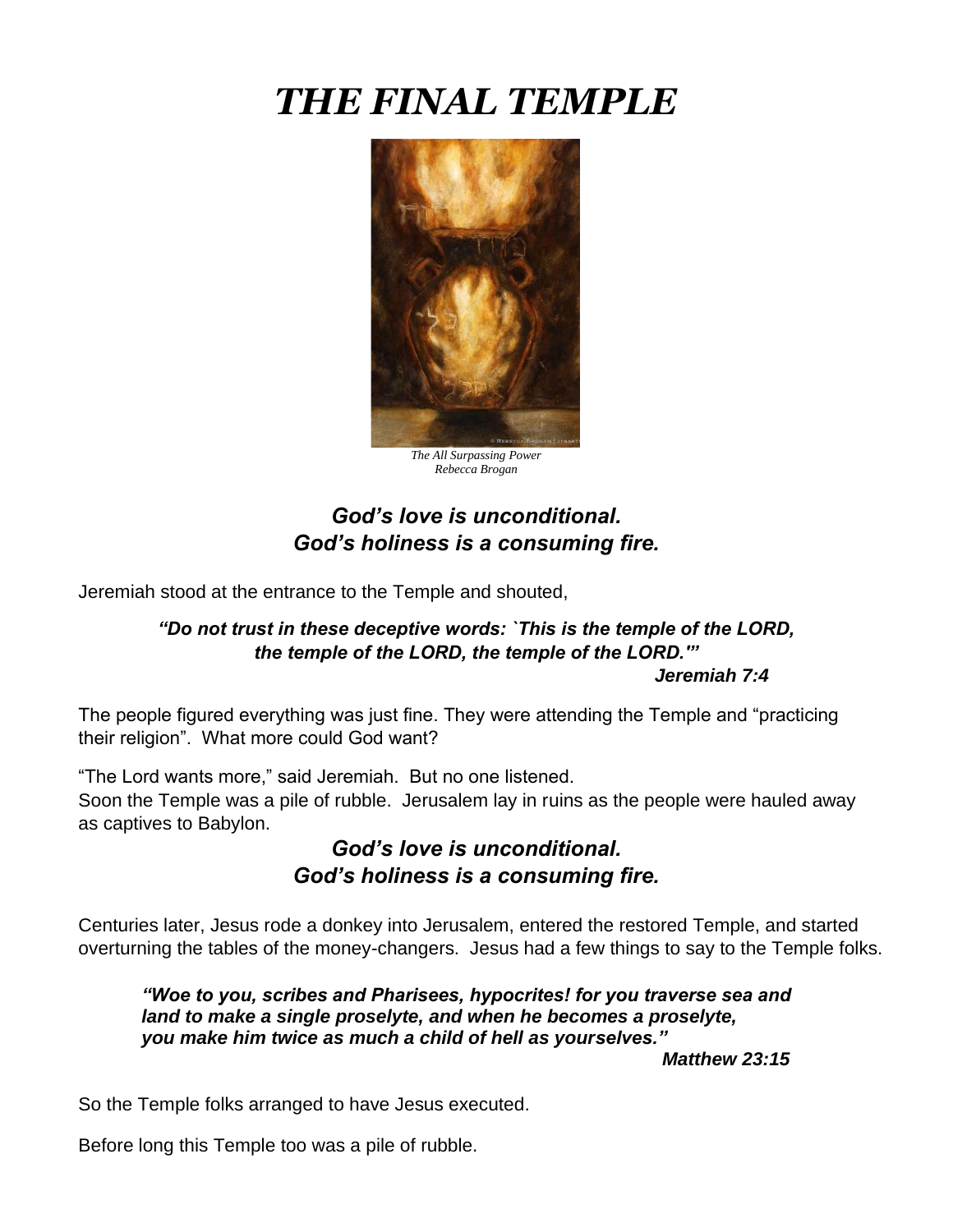# *THE FINAL TEMPLE*

*The All Surpassing Power*
*Rebecca Brogan*

***God's love is unconditional.***
***God's holiness is a consuming fire.***

Jeremiah stood at the entrance to the Temple and shouted,

> ***"Do not trust in these deceptive words: `This is the temple of the LORD, the temple of the LORD, the temple of the LORD.'"***
> ***Jeremiah 7:4***

The people figured everything was just fine. They were attending the Temple and "practicing their religion". What more could God want?

"The Lord wants more," said Jeremiah. But no one listened.
Soon the Temple was a pile of rubble. Jerusalem lay in ruins as the people were hauled away as captives to Babylon.

***God's love is unconditional.***
***God's holiness is a consuming fire.***

Centuries later, Jesus rode a donkey into Jerusalem, entered the restored Temple, and started overturning the tables of the money-changers. Jesus had a few things to say to the Temple folks.

> ***"Woe to you, scribes and Pharisees, hypocrites! for you traverse sea and land to make a single proselyte, and when he becomes a proselyte, you make him twice as much a child of hell as yourselves."***
> ***Matthew 23:15***

So the Temple folks arranged to have Jesus executed.

Before long this Temple too was a pile of rubble.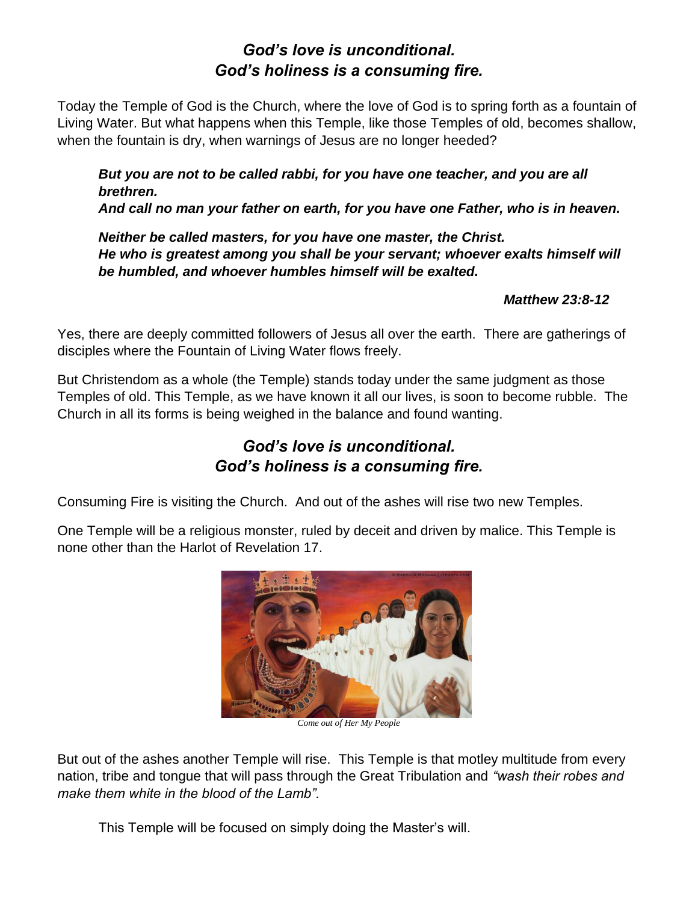## *God's love is unconditional.*
## *God's holiness is a consuming fire.*

Today the Temple of God is the Church, where the love of God is to spring forth as a fountain of Living Water. But what happens when this Temple, like those Temples of old, becomes shallow, when the fountain is dry, when warnings of Jesus are no longer heeded?

> ***But you are not to be called rabbi, for you have one teacher, and you are all brethren.***
> ***And call no man your father on earth, for you have one Father, who is in heaven.***
>
> ***Neither be called masters, for you have one master, the Christ.***
> ***He who is greatest among you shall be your servant; whoever exalts himself will be humbled, and whoever humbles himself will be exalted.***
>
> ***Matthew 23:8-12***

Yes, there are deeply committed followers of Jesus all over the earth. There are gatherings of disciples where the Fountain of Living Water flows freely.

But Christendom as a whole (the Temple) stands today under the same judgment as those Temples of old. This Temple, as we have known it all our lives, is soon to become rubble. The Church in all its forms is being weighed in the balance and found wanting.

## *God's love is unconditional.*
## *God's holiness is a consuming fire.*

Consuming Fire is visiting the Church. And out of the ashes will rise two new Temples.

One Temple will be a religious monster, ruled by deceit and driven by malice. This Temple is none other than the Harlot of Revelation 17.

*Come out of Her My People*

But out of the ashes another Temple will rise. This Temple is that motley multitude from every nation, tribe and tongue that will pass through the Great Tribulation and *"wash their robes and make them white in the blood of the Lamb".*

This Temple will be focused on simply doing the Master's will.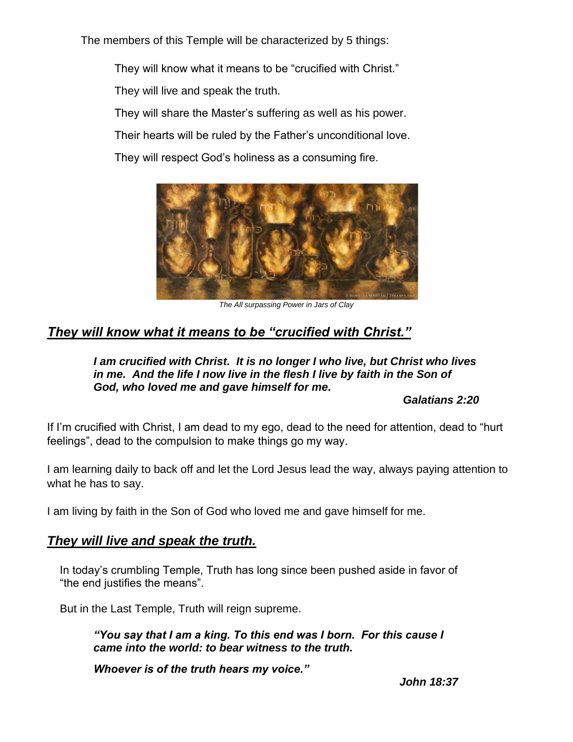The members of this Temple will be characterized by 5 things:

They will know what it means to be "crucified with Christ."

They will live and speak the truth.

They will share the Master's suffering as well as his power.

Their hearts will be ruled by the Father's unconditional love.

They will respect God's holiness as a consuming fire.

*The All surpassing Power in Jars of Clay*

## ***They will know what it means to be "crucified with Christ."***

> ***I am crucified with Christ. It is no longer I who live, but Christ who lives in me. And the life I now live in the flesh I live by faith in the Son of God, who loved me and gave himself for me.***
>
> ***Galatians 2:20***

If I'm crucified with Christ, I am dead to my ego, dead to the need for attention, dead to "hurt feelings", dead to the compulsion to make things go my way.

I am learning daily to back off and let the Lord Jesus lead the way, always paying attention to what he has to say.

I am living by faith in the Son of God who loved me and gave himself for me.

## ***They will live and speak the truth.***

In today's crumbling Temple, Truth has long since been pushed aside in favor of "the end justifies the means".

But in the Last Temple, Truth will reign supreme.

> ***"You say that I am a king. To this end was I born. For this cause I came into the world: to bear witness to the truth.***
>
> ***Whoever is of the truth hears my voice."***
>
> ***John 18:37***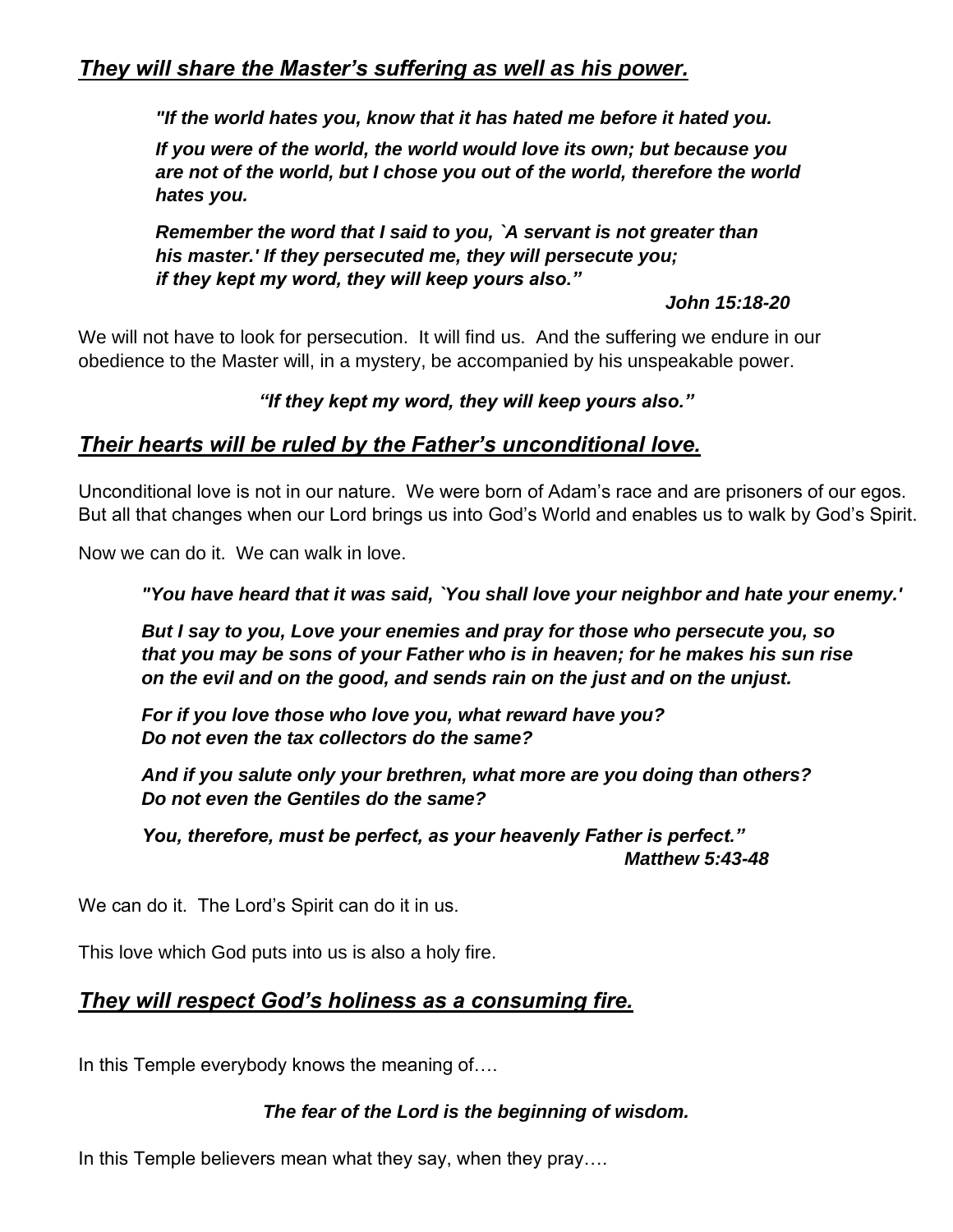## ***They will share the Master's suffering as well as his power.***

> ***"If the world hates you, know that it has hated me before it hated you.***
>
> ***If you were of the world, the world would love its own; but because you are not of the world, but I chose you out of the world, therefore the world hates you.***
>
> ***Remember the word that I said to you, `A servant is not greater than his master.' If they persecuted me, they will persecute you; if they kept my word, they will keep yours also."***
>
> ***John 15:18-20***

We will not have to look for persecution. It will find us. And the suffering we endure in our obedience to the Master will, in a mystery, be accompanied by his unspeakable power.

***"If they kept my word, they will keep yours also."***

## ***Their hearts will be ruled by the Father's unconditional love.***

Unconditional love is not in our nature. We were born of Adam's race and are prisoners of our egos. But all that changes when our Lord brings us into God's World and enables us to walk by God's Spirit.

Now we can do it. We can walk in love.

> ***"You have heard that it was said, `You shall love your neighbor and hate your enemy.'***
>
> ***But I say to you, Love your enemies and pray for those who persecute you, so that you may be sons of your Father who is in heaven; for he makes his sun rise on the evil and on the good, and sends rain on the just and on the unjust.***
>
> ***For if you love those who love you, what reward have you? Do not even the tax collectors do the same?***
>
> ***And if you salute only your brethren, what more are you doing than others? Do not even the Gentiles do the same?***
>
> ***You, therefore, must be perfect, as your heavenly Father is perfect."***
>
> ***Matthew 5:43-48***

We can do it. The Lord's Spirit can do it in us.

This love which God puts into us is also a holy fire.

## ***They will respect God's holiness as a consuming fire.***

In this Temple everybody knows the meaning of….

***The fear of the Lord is the beginning of wisdom.***

In this Temple believers mean what they say, when they pray….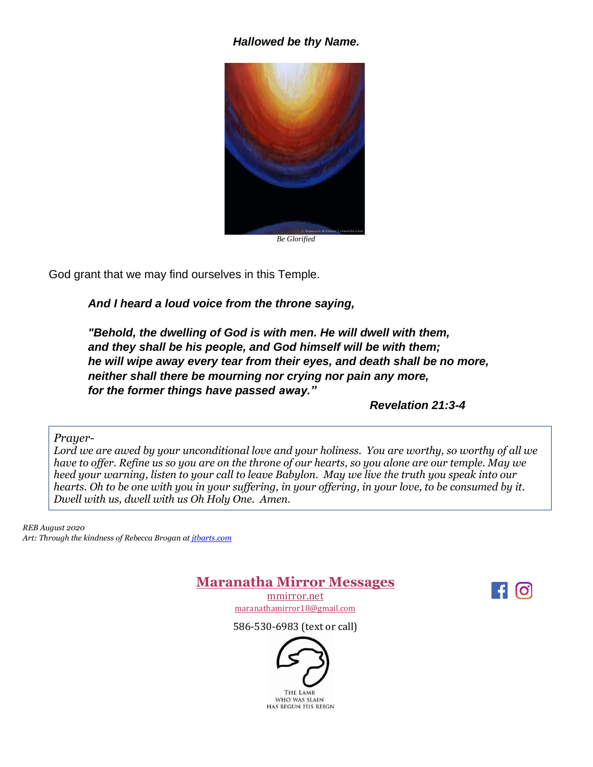***Hallowed be thy Name.***

*Be Glorified*

God grant that we may find ourselves in this Temple.

> ***And I heard a loud voice from the throne saying,***
>
> ***"Behold, the dwelling of God is with men. He will dwell with them,***
> ***and they shall be his people, and God himself will be with them;***
> ***he will wipe away every tear from their eyes, and death shall be no more,***
> ***neither shall there be mourning nor crying nor pain any more,***
> ***for the former things have passed away."***
>
> ***Revelation 21:3-4***

*Prayer-*
*Lord we are awed by your unconditional love and your holiness. You are worthy, so worthy of all we have to offer. Refine us so you are on the throne of our hearts, so you alone are our temple. May we heed your warning, listen to your call to leave Babylon. May we live the truth you speak into our hearts. Oh to be one with you in your suffering, in your offering, in your love, to be consumed by it. Dwell with us, dwell with us Oh Holy One. Amen.*

*REB August 2020*
*Art: Through the kindness of Rebecca Brogan at [jtbarts.com](jtbarts.com)*

**[Maranatha Mirror Messages](mmirror.net)**
[mmirror.net](mmirror.net)
[maranathamirror18@gmail.com](mailto:maranathamirror18@gmail.com)

586-530-6983 (text or call)

THE LAMB
WHO WAS SLAIN
HAS BEGUN HIS REIGN